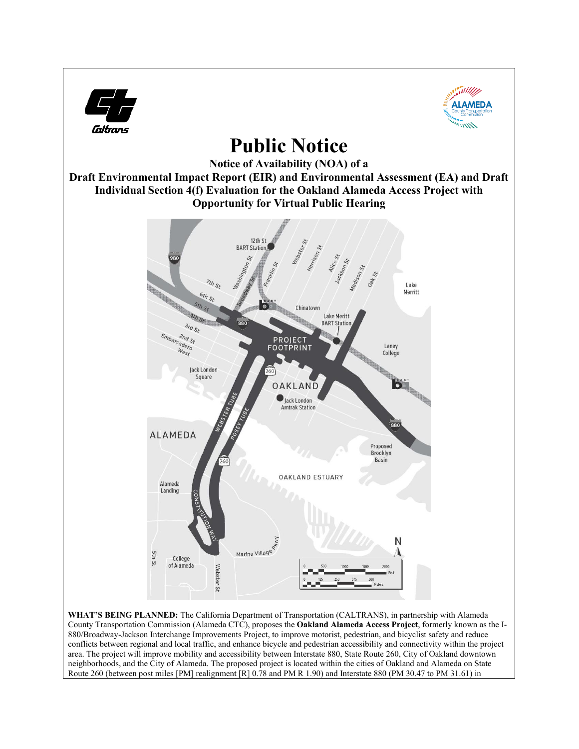# Public Notice

**Notice of Availability (NOA) of a**

**Draft Environmental Impact Report (EIR) and Environmental Assessment (EA) and Draft Individual Section 4(f) Evaluation for the Oakland Alameda Access Project with Opportunity for Virtual Public Hearing**

**WHAT'S BEING PLANNED:** The California Department of Transportation (CALTRANS), in partnership with Alameda County Transportation Commission (Alameda CTC), proposes the **Oakland Alameda Access Project**, formerly known as the I-880/Broadway-Jackson Interchange Improvements Project, to improve motorist, pedestrian, and bicyclist safety and reduce conflicts between regional and local traffic, and enhance bicycle and pedestrian accessibility and connectivity within the project area. The project will improve mobility and accessibility between Interstate 880, State Route 260, City of Oakland downtown neighborhoods, and the City of Alameda. The proposed project is located within the cities of Oakland and Alameda on State Route 260 (between post miles [PM] realignment [R] 0.78 and PM R 1.90) and Interstate 880 (PM 30.47 to PM 31.61) in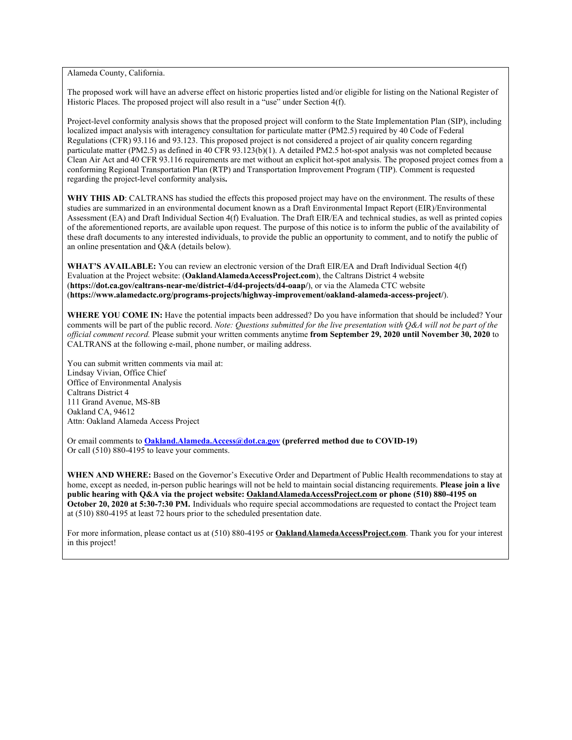Alameda County, California.

The proposed work will have an adverse effect on historic properties listed and/or eligible for listing on the National Register of Historic Places. The proposed project will also result in a "use" under Section 4(f).

Project-level conformity analysis shows that the proposed project will conform to the State Implementation Plan (SIP), including localized impact analysis with interagency consultation for particulate matter (PM2.5) required by 40 Code of Federal Regulations (CFR) 93.116 and 93.123. This proposed project is not considered a project of air quality concern regarding particulate matter (PM2.5) as defined in 40 CFR 93.123(b)(1). A detailed PM2.5 hot-spot analysis was not completed because Clean Air Act and 40 CFR 93.116 requirements are met without an explicit hot-spot analysis. The proposed project comes from a conforming Regional Transportation Plan (RTP) and Transportation Improvement Program (TIP). Comment is requested regarding the project-level conformity analysis**.**

**WHY THIS AD**: CALTRANS has studied the effects this proposed project may have on the environment. The results of these studies are summarized in an environmental document known as a Draft Environmental Impact Report (EIR)/Environmental Assessment (EA) and Draft Individual Section 4(f) Evaluation. The Draft EIR/EA and technical studies, as well as printed copies of the aforementioned reports, are available upon request. The purpose of this notice is to inform the public of the availability of these draft documents to any interested individuals, to provide the public an opportunity to comment, and to notify the public of an online presentation and Q&A (details below).

**WHAT'S AVAILABLE:** You can review an electronic version of the Draft EIR/EA and Draft Individual Section 4(f) Evaluation at the Project website: (**OaklandAlamedaAccessProject.com**), the Caltrans District 4 website (**https://dot.ca.gov/caltrans-near-me/district-4/d4-projects/d4-oaap/**), or via the Alameda CTC website (**https://www.alamedactc.org/programs-projects/highway-improvement/oakland-alameda-access-project/**).

**WHERE YOU COME IN:** Have the potential impacts been addressed? Do you have information that should be included? Your comments will be part of the public record. *Note: Questions submitted for the live presentation with Q&A will not be part of the official comment record.* Please submit your written comments anytime **from September 29, 2020 until November 30, 2020** to CALTRANS at the following e-mail, phone number, or mailing address.

You can submit written comments via mail at:  
Lindsay Vivian, Office Chief  
Office of Environmental Analysis  
Caltrans District 4  
111 Grand Avenue, MS-8B  
Oakland CA, 94612  
Attn: Oakland Alameda Access Project

Or email comments to **Oakland.Alameda.Access@dot.ca.gov (preferred method due to COVID-19)**  
Or call (510) 880-4195 to leave your comments.

**WHEN AND WHERE:** Based on the Governor's Executive Order and Department of Public Health recommendations to stay at home, except as needed, in-person public hearings will not be held to maintain social distancing requirements. **Please join a live public hearing with Q&A via the project website: OaklandAlamedaAccessProject.com or phone (510) 880-4195 on October 20, 2020 at 5:30-7:30 PM.** Individuals who require special accommodations are requested to contact the Project team at (510) 880-4195 at least 72 hours prior to the scheduled presentation date.

For more information, please contact us at (510) 880-4195 or **OaklandAlamedaAccessProject.com**. Thank you for your interest in this project!